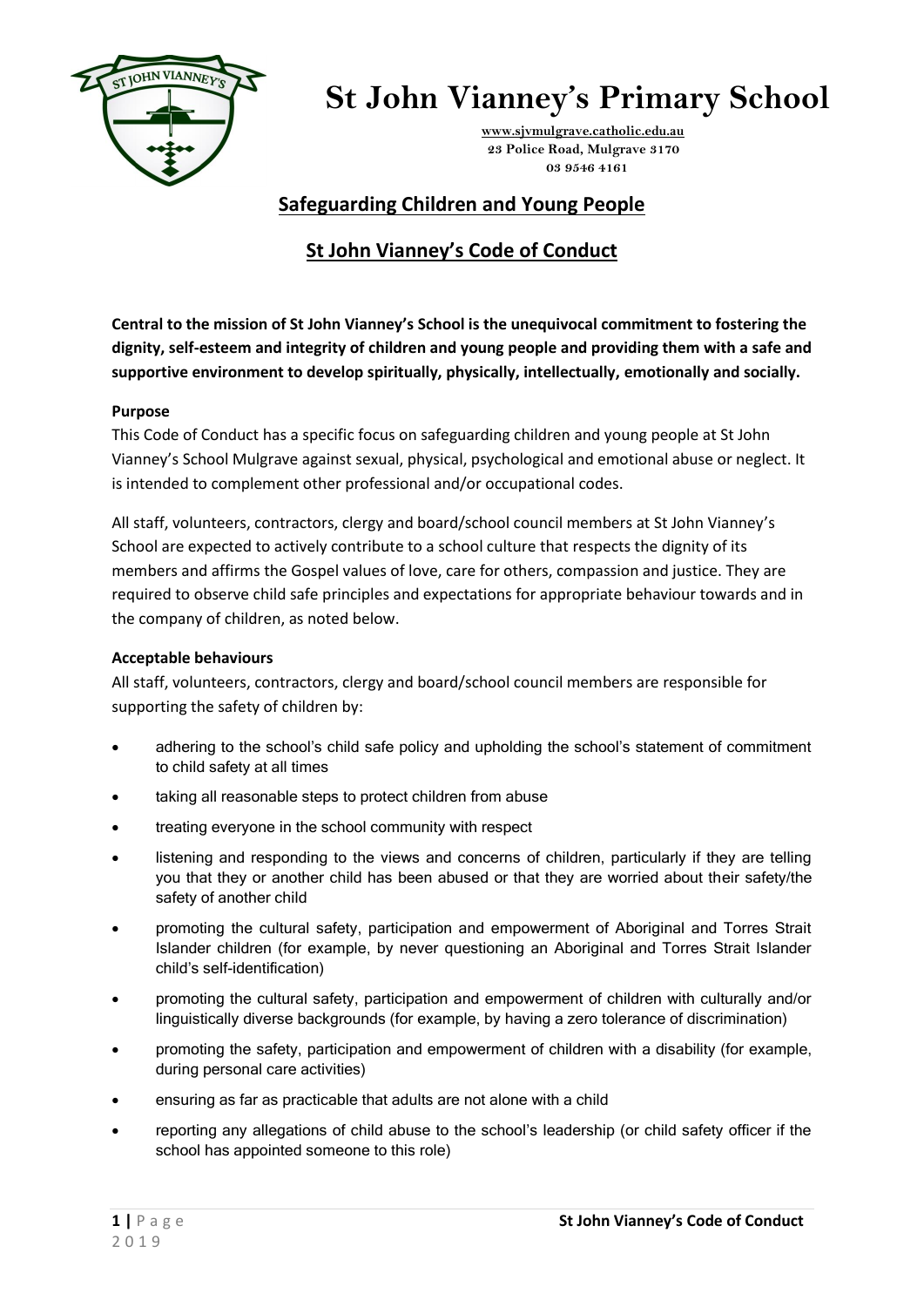# St John Vianney's Primary School

www.sjvmulgrave.catholic.edu.au
23 Police Road, Mulgrave 3170
03 9546 4161

## Safeguarding Children and Young People

## St John Vianney's Code of Conduct

**Central to the mission of St John Vianney's School is the unequivocal commitment to fostering the dignity, self-esteem and integrity of children and young people and providing them with a safe and supportive environment to develop spiritually, physically, intellectually, emotionally and socially.**

### Purpose

This Code of Conduct has a specific focus on safeguarding children and young people at St John Vianney's School Mulgrave against sexual, physical, psychological and emotional abuse or neglect. It is intended to complement other professional and/or occupational codes.

All staff, volunteers, contractors, clergy and board/school council members at St John Vianney's School are expected to actively contribute to a school culture that respects the dignity of its members and affirms the Gospel values of love, care for others, compassion and justice. They are required to observe child safe principles and expectations for appropriate behaviour towards and in the company of children, as noted below.

### Acceptable behaviours

All staff, volunteers, contractors, clergy and board/school council members are responsible for supporting the safety of children by:

- adhering to the school's child safe policy and upholding the school's statement of commitment to child safety at all times
- taking all reasonable steps to protect children from abuse
- treating everyone in the school community with respect
- listening and responding to the views and concerns of children, particularly if they are telling you that they or another child has been abused or that they are worried about their safety/the safety of another child
- promoting the cultural safety, participation and empowerment of Aboriginal and Torres Strait Islander children (for example, by never questioning an Aboriginal and Torres Strait Islander child's self-identification)
- promoting the cultural safety, participation and empowerment of children with culturally and/or linguistically diverse backgrounds (for example, by having a zero tolerance of discrimination)
- promoting the safety, participation and empowerment of children with a disability (for example, during personal care activities)
- ensuring as far as practicable that adults are not alone with a child
- reporting any allegations of child abuse to the school's leadership (or child safety officer if the school has appointed someone to this role)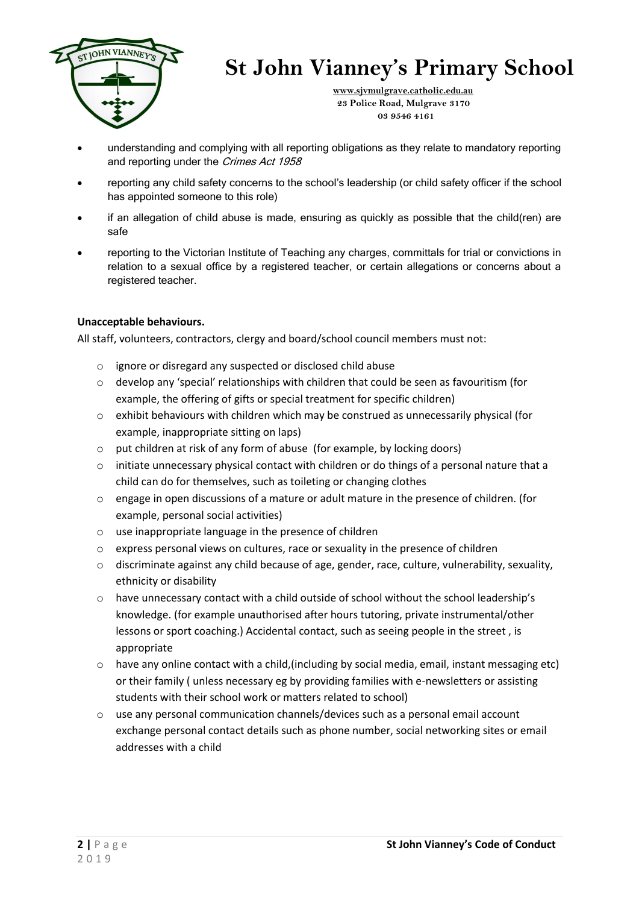- understanding and complying with all reporting obligations as they relate to mandatory reporting and reporting under the *Crimes Act 1958*
- reporting any child safety concerns to the school's leadership (or child safety officer if the school has appointed someone to this role)
- if an allegation of child abuse is made, ensuring as quickly as possible that the child(ren) are safe
- reporting to the Victorian Institute of Teaching any charges, committals for trial or convictions in relation to a sexual office by a registered teacher, or certain allegations or concerns about a registered teacher.

**Unacceptable behaviours.**

All staff, volunteers, contractors, clergy and board/school council members must not:

- ignore or disregard any suspected or disclosed child abuse
- develop any 'special' relationships with children that could be seen as favouritism (for example, the offering of gifts or special treatment for specific children)
- exhibit behaviours with children which may be construed as unnecessarily physical (for example, inappropriate sitting on laps)
- put children at risk of any form of abuse (for example, by locking doors)
- initiate unnecessary physical contact with children or do things of a personal nature that a child can do for themselves, such as toileting or changing clothes
- engage in open discussions of a mature or adult mature in the presence of children. (for example, personal social activities)
- use inappropriate language in the presence of children
- express personal views on cultures, race or sexuality in the presence of children
- discriminate against any child because of age, gender, race, culture, vulnerability, sexuality, ethnicity or disability
- have unnecessary contact with a child outside of school without the school leadership's knowledge. (for example unauthorised after hours tutoring, private instrumental/other lessons or sport coaching.) Accidental contact, such as seeing people in the street , is appropriate
- have any online contact with a child,(including by social media, email, instant messaging etc) or their family ( unless necessary eg by providing families with e-newsletters or assisting students with their school work or matters related to school)
- use any personal communication channels/devices such as a personal email account exchange personal contact details such as phone number, social networking sites or email addresses with a child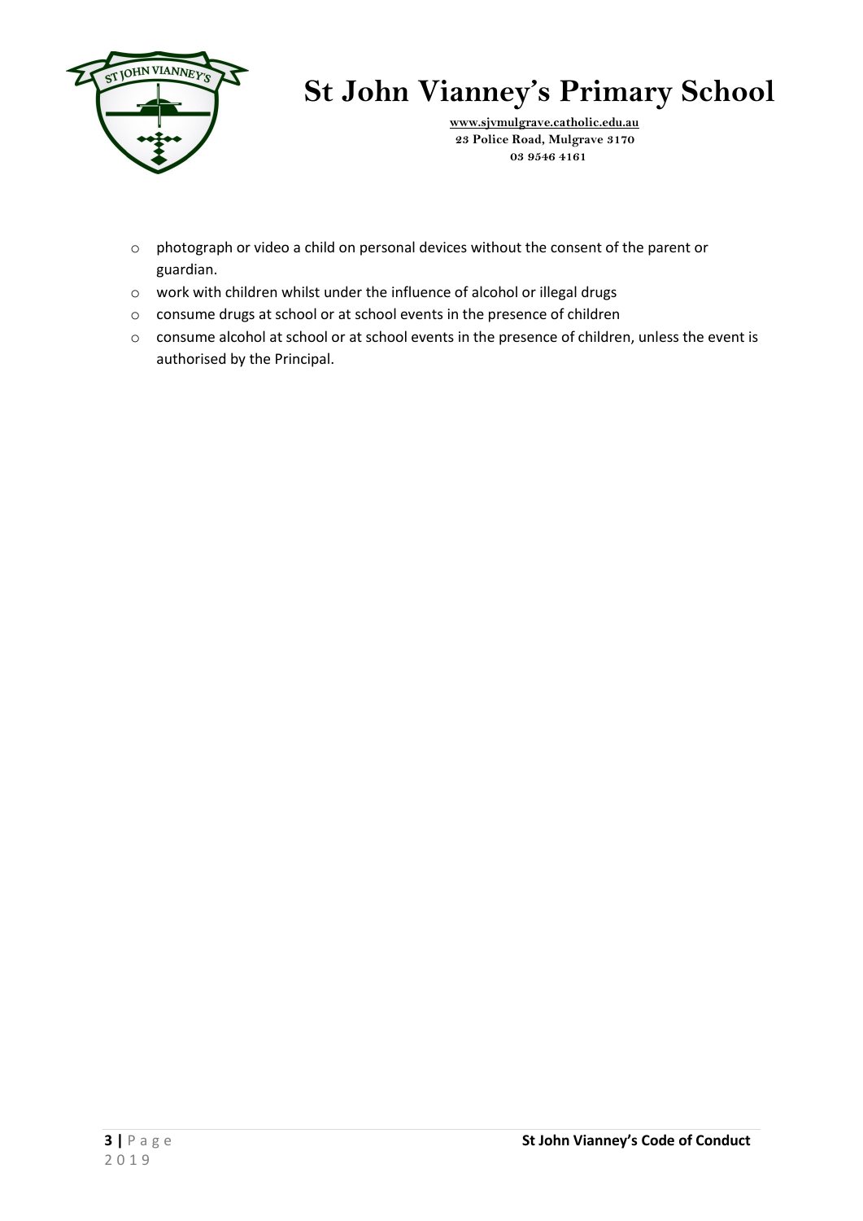- photograph or video a child on personal devices without the consent of the parent or guardian.
- work with children whilst under the influence of alcohol or illegal drugs
- consume drugs at school or at school events in the presence of children
- consume alcohol at school or at school events in the presence of children, unless the event is authorised by the Principal.